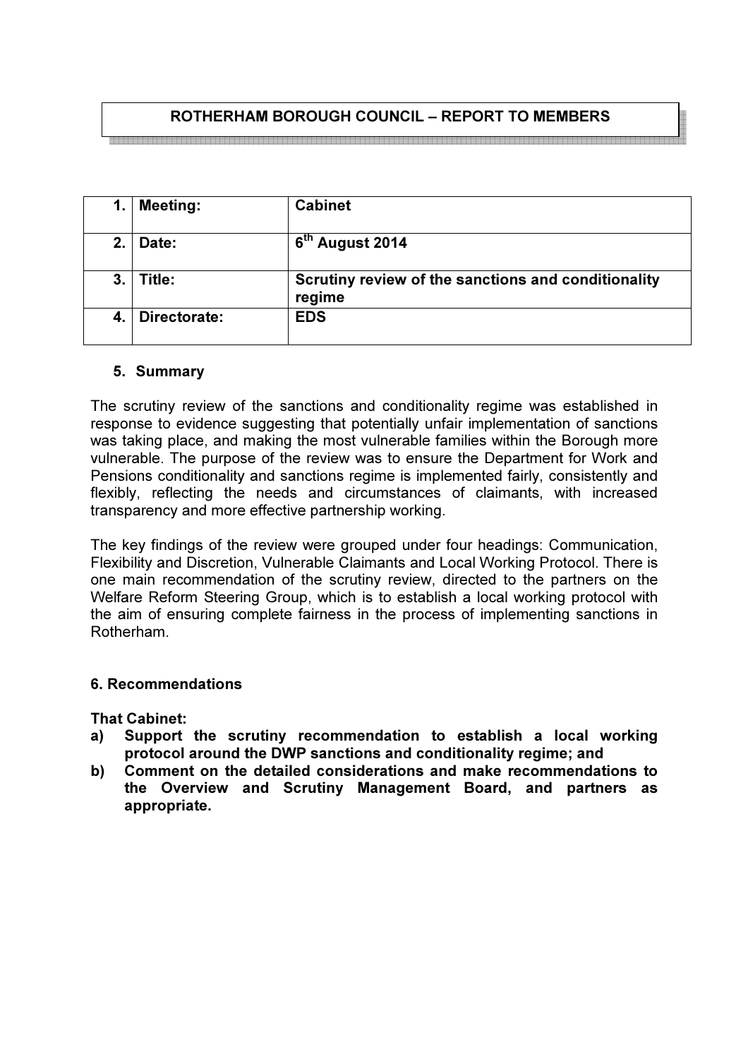# ROTHERHAM BOROUGH COUNCIL – REPORT TO MEMBERS

| | | |
|---|---|---|
| **1.** | **Meeting:** | **Cabinet** |
| **2.** | **Date:** | **6th August 2014** |
| **3.** | **Title:** | **Scrutiny review of the sanctions and conditionality regime** |
| **4.** | **Directorate:** | **EDS** |

## 5. Summary

The scrutiny review of the sanctions and conditionality regime was established in response to evidence suggesting that potentially unfair implementation of sanctions was taking place, and making the most vulnerable families within the Borough more vulnerable. The purpose of the review was to ensure the Department for Work and Pensions conditionality and sanctions regime is implemented fairly, consistently and flexibly, reflecting the needs and circumstances of claimants, with increased transparency and more effective partnership working.

The key findings of the review were grouped under four headings: Communication, Flexibility and Discretion, Vulnerable Claimants and Local Working Protocol. There is one main recommendation of the scrutiny review, directed to the partners on the Welfare Reform Steering Group, which is to establish a local working protocol with the aim of ensuring complete fairness in the process of implementing sanctions in Rotherham.

## 6. Recommendations

**That Cabinet:**

**a) Support the scrutiny recommendation to establish a local working protocol around the DWP sanctions and conditionality regime; and**

**b) Comment on the detailed considerations and make recommendations to the Overview and Scrutiny Management Board, and partners as appropriate.**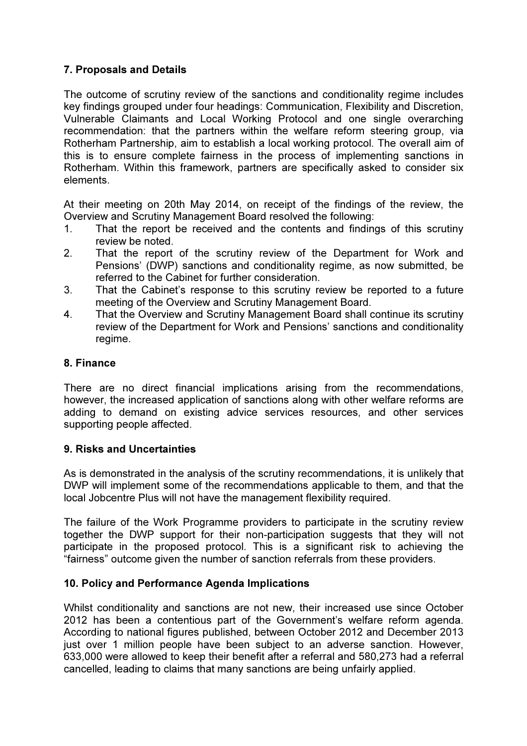## 7. Proposals and Details

The outcome of scrutiny review of the sanctions and conditionality regime includes key findings grouped under four headings: Communication, Flexibility and Discretion, Vulnerable Claimants and Local Working Protocol and one single overarching recommendation: that the partners within the welfare reform steering group, via Rotherham Partnership, aim to establish a local working protocol. The overall aim of this is to ensure complete fairness in the process of implementing sanctions in Rotherham. Within this framework, partners are specifically asked to consider six elements.

At their meeting on 20th May 2014, on receipt of the findings of the review, the Overview and Scrutiny Management Board resolved the following:

1. That the report be received and the contents and findings of this scrutiny review be noted.
2. That the report of the scrutiny review of the Department for Work and Pensions' (DWP) sanctions and conditionality regime, as now submitted, be referred to the Cabinet for further consideration.
3. That the Cabinet's response to this scrutiny review be reported to a future meeting of the Overview and Scrutiny Management Board.
4. That the Overview and Scrutiny Management Board shall continue its scrutiny review of the Department for Work and Pensions' sanctions and conditionality regime.

## 8. Finance

There are no direct financial implications arising from the recommendations, however, the increased application of sanctions along with other welfare reforms are adding to demand on existing advice services resources, and other services supporting people affected.

## 9. Risks and Uncertainties

As is demonstrated in the analysis of the scrutiny recommendations, it is unlikely that DWP will implement some of the recommendations applicable to them, and that the local Jobcentre Plus will not have the management flexibility required.

The failure of the Work Programme providers to participate in the scrutiny review together the DWP support for their non-participation suggests that they will not participate in the proposed protocol. This is a significant risk to achieving the "fairness" outcome given the number of sanction referrals from these providers.

## 10. Policy and Performance Agenda Implications

Whilst conditionality and sanctions are not new, their increased use since October 2012 has been a contentious part of the Government's welfare reform agenda. According to national figures published, between October 2012 and December 2013 just over 1 million people have been subject to an adverse sanction. However, 633,000 were allowed to keep their benefit after a referral and 580,273 had a referral cancelled, leading to claims that many sanctions are being unfairly applied.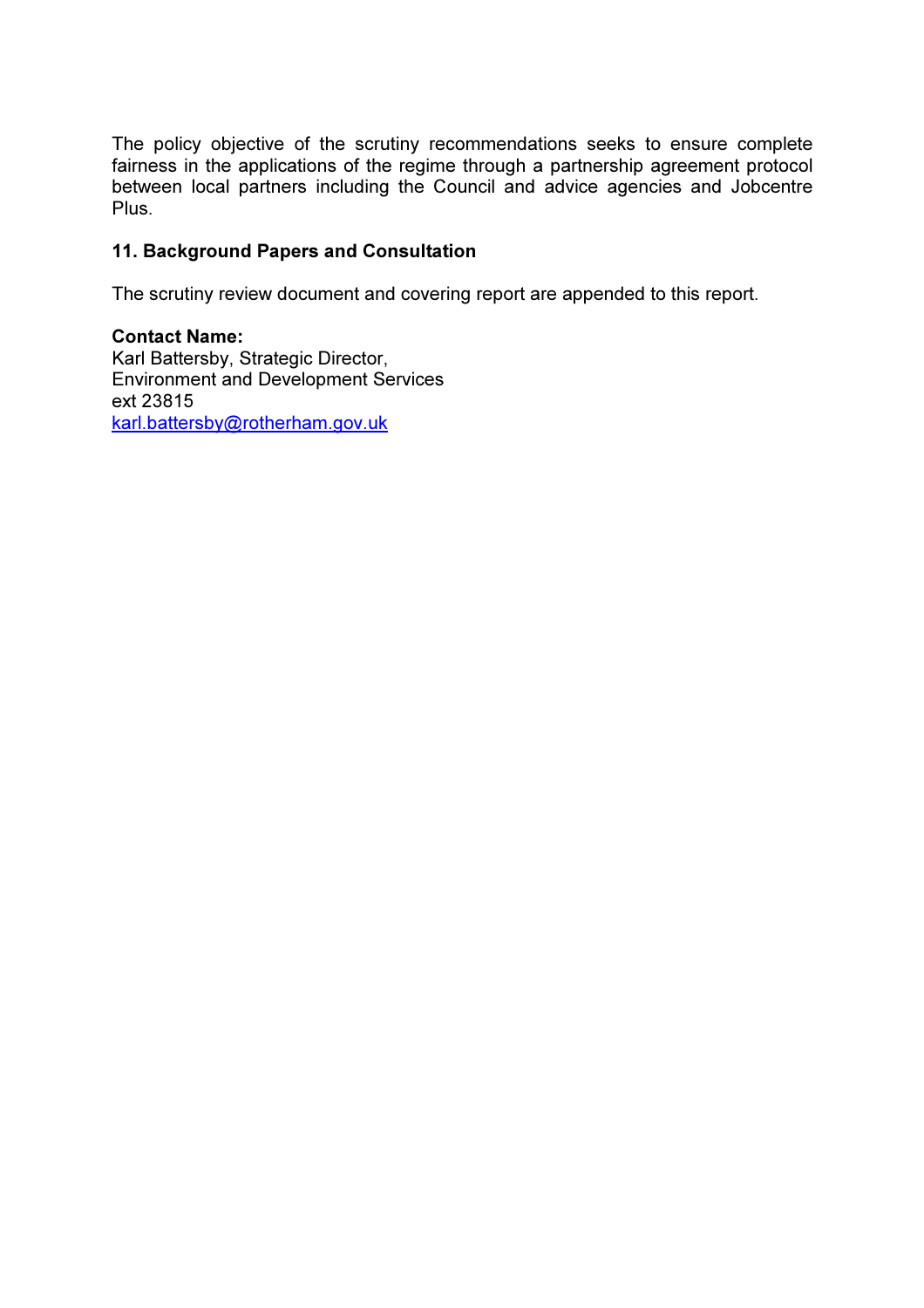The policy objective of the scrutiny recommendations seeks to ensure complete fairness in the applications of the regime through a partnership agreement protocol between local partners including the Council and advice agencies and Jobcentre Plus.

## 11. Background Papers and Consultation

The scrutiny review document and covering report are appended to this report.

**Contact Name:**
Karl Battersby, Strategic Director,
Environment and Development Services
ext 23815
karl.battersby@rotherham.gov.uk